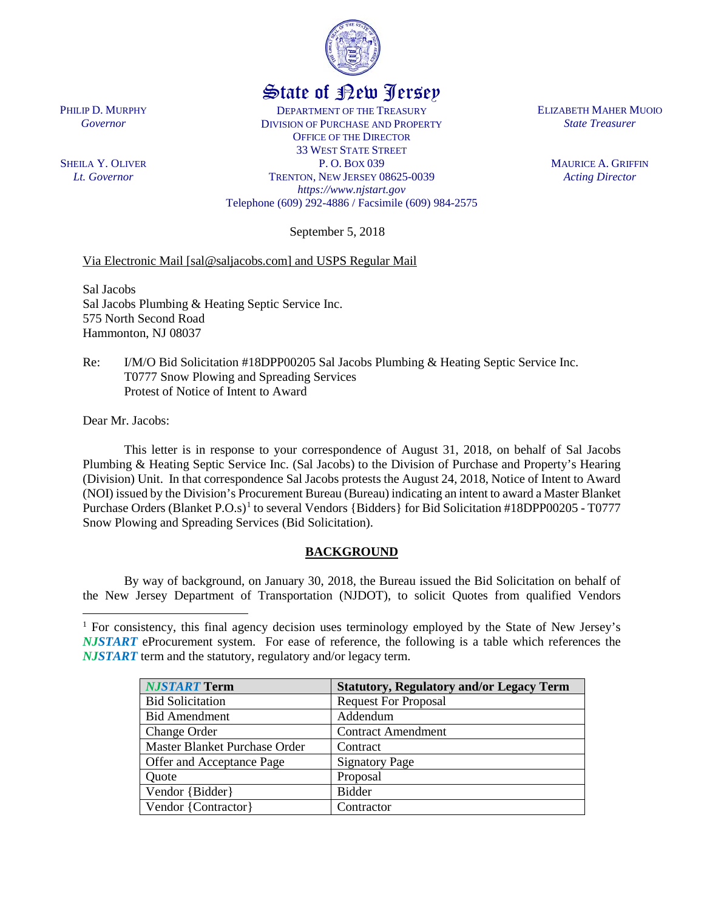State of New Jersey

PHILIP D. MURPHY
*Governor*

SHEILA Y. OLIVER
*Lt. Governor*

DEPARTMENT OF THE TREASURY
DIVISION OF PURCHASE AND PROPERTY
OFFICE OF THE DIRECTOR
33 WEST STATE STREET
P. O. BOX 039
TRENTON, NEW JERSEY 08625-0039
*https://www.njstart.gov*
Telephone (609) 292-4886 / Facsimile (609) 984-2575

ELIZABETH MAHER MUOIO
*State Treasurer*

MAURICE A. GRIFFIN
*Acting Director*

September 5, 2018

Via Electronic Mail [sal@saljacobs.com] and USPS Regular Mail

Sal Jacobs
Sal Jacobs Plumbing & Heating Septic Service Inc.
575 North Second Road
Hammonton, NJ 08037

Re: I/M/O Bid Solicitation #18DPP00205 Sal Jacobs Plumbing & Heating Septic Service Inc.
T0777 Snow Plowing and Spreading Services
Protest of Notice of Intent to Award

Dear Mr. Jacobs:

This letter is in response to your correspondence of August 31, 2018, on behalf of Sal Jacobs Plumbing & Heating Septic Service Inc. (Sal Jacobs) to the Division of Purchase and Property's Hearing (Division) Unit. In that correspondence Sal Jacobs protests the August 24, 2018, Notice of Intent to Award (NOI) issued by the Division's Procurement Bureau (Bureau) indicating an intent to award a Master Blanket Purchase Orders (Blanket P.O.s)[1] to several Vendors {Bidders} for Bid Solicitation #18DPP00205 - T0777 Snow Plowing and Spreading Services (Bid Solicitation).

## BACKGROUND

By way of background, on January 30, 2018, the Bureau issued the Bid Solicitation on behalf of the New Jersey Department of Transportation (NJDOT), to solicit Quotes from qualified Vendors

[1] For consistency, this final agency decision uses terminology employed by the State of New Jersey's ***NJSTART*** eProcurement system. For ease of reference, the following is a table which references the ***NJSTART*** term and the statutory, regulatory and/or legacy term.

| ***NJSTART*** Term | Statutory, Regulatory and/or Legacy Term |
|---|---|
| Bid Solicitation | Request For Proposal |
| Bid Amendment | Addendum |
| Change Order | Contract Amendment |
| Master Blanket Purchase Order | Contract |
| Offer and Acceptance Page | Signatory Page |
| Quote | Proposal |
| Vendor {Bidder} | Bidder |
| Vendor {Contractor} | Contractor |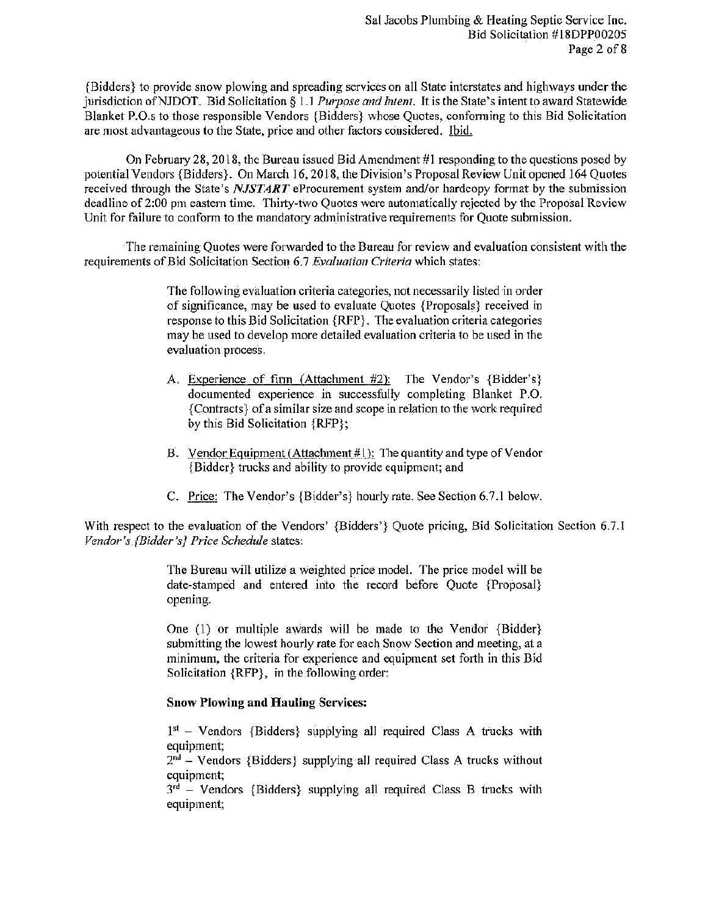{Bidders} to provide snow plowing and spreading services on all State interstates and highways under the jurisdiction of NJDOT. Bid Solicitation § 1.1 *Purpose and Intent*. It is the State's intent to award Statewide Blanket P.O.s to those responsible Vendors {Bidders} whose Quotes, conforming to this Bid Solicitation are most advantageous to the State, price and other factors considered. Ibid.

On February 28, 2018, the Bureau issued Bid Amendment #1 responding to the questions posed by potential Vendors {Bidders}. On March 16, 2018, the Division's Proposal Review Unit opened 164 Quotes received through the State's ***NJSTART*** eProcurement system and/or hardcopy format by the submission deadline of 2:00 pm eastern time. Thirty-two Quotes were automatically rejected by the Proposal Review Unit for failure to conform to the mandatory administrative requirements for Quote submission.

The remaining Quotes were forwarded to the Bureau for review and evaluation consistent with the requirements of Bid Solicitation Section 6.7 *Evaluation Criteria* which states:

> The following evaluation criteria categories, not necessarily listed in order of significance, may be used to evaluate Quotes {Proposals} received in response to this Bid Solicitation {RFP}. The evaluation criteria categories may be used to develop more detailed evaluation criteria to be used in the evaluation process.
>
> A. Experience of firm (Attachment #2): The Vendor's {Bidder's} documented experience in successfully completing Blanket P.O. {Contracts} of a similar size and scope in relation to the work required by this Bid Solicitation {RFP};
>
> B. Vendor Equipment (Attachment #1): The quantity and type of Vendor {Bidder} trucks and ability to provide equipment; and
>
> C. Price: The Vendor's {Bidder's} hourly rate. See Section 6.7.1 below.

With respect to the evaluation of the Vendors' {Bidders'} Quote pricing, Bid Solicitation Section 6.7.1 *Vendor's {Bidder's} Price Schedule* states:

> The Bureau will utilize a weighted price model. The price model will be date-stamped and entered into the record before Quote {Proposal} opening.
>
> One (1) or multiple awards will be made to the Vendor {Bidder} submitting the lowest hourly rate for each Snow Section and meeting, at a minimum, the criteria for experience and equipment set forth in this Bid Solicitation {RFP}, in the following order:
>
> **Snow Plowing and Hauling Services:**
>
> 1st – Vendors {Bidders} supplying all required Class A trucks with equipment;
> 2nd – Vendors {Bidders} supplying all required Class A trucks without equipment;
> 3rd – Vendors {Bidders} supplying all required Class B trucks with equipment;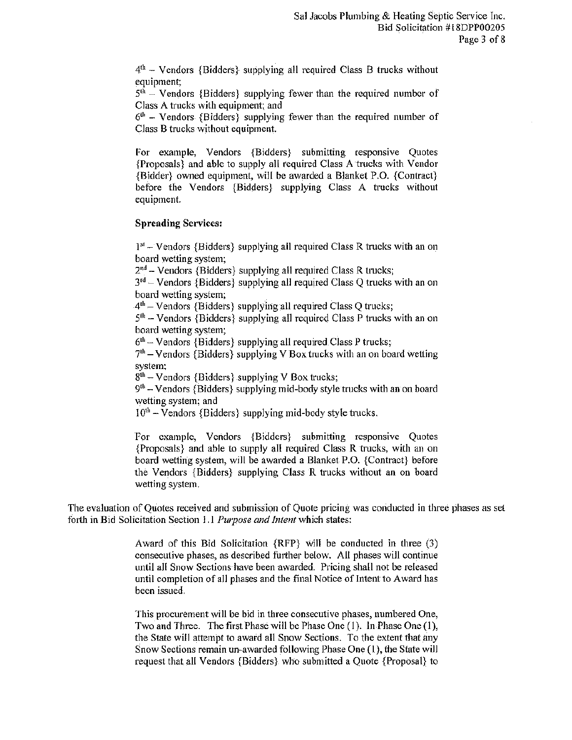4th – Vendors {Bidders} supplying all required Class B trucks without equipment;

5th – Vendors {Bidders} supplying fewer than the required number of Class A trucks with equipment; and

6th – Vendors {Bidders} supplying fewer than the required number of Class B trucks without equipment.

For example, Vendors {Bidders} submitting responsive Quotes {Proposals} and able to supply all required Class A trucks with Vendor {Bidder} owned equipment, will be awarded a Blanket P.O. {Contract} before the Vendors {Bidders} supplying Class A trucks without equipment.

**Spreading Services:**

1st – Vendors {Bidders} supplying all required Class R trucks with an on board wetting system;

2nd – Vendors {Bidders} supplying all required Class R trucks;

3rd – Vendors {Bidders} supplying all required Class Q trucks with an on board wetting system;

4th – Vendors {Bidders} supplying all required Class Q trucks;

5th – Vendors {Bidders} supplying all required Class P trucks with an on board wetting system;

6th – Vendors {Bidders} supplying all required Class P trucks;

7th – Vendors {Bidders} supplying V Box trucks with an on board wetting system;

8th – Vendors {Bidders} supplying V Box trucks;

9th – Vendors {Bidders} supplying mid-body style trucks with an on board wetting system; and

10th – Vendors {Bidders} supplying mid-body style trucks.

For example, Vendors {Bidders} submitting responsive Quotes {Proposals} and able to supply all required Class R trucks, with an on board wetting system, will be awarded a Blanket P.O. {Contract} before the Vendors {Bidders} supplying Class R trucks without an on board wetting system.

The evaluation of Quotes received and submission of Quote pricing was conducted in three phases as set forth in Bid Solicitation Section 1.1 *Purpose and Intent* which states:

> Award of this Bid Solicitation {RFP} will be conducted in three (3) consecutive phases, as described further below. All phases will continue until all Snow Sections have been awarded. Pricing shall not be released until completion of all phases and the final Notice of Intent to Award has been issued.
>
> This procurement will be bid in three consecutive phases, numbered One, Two and Three. The first Phase will be Phase One (1). In Phase One (1), the State will attempt to award all Snow Sections. To the extent that any Snow Sections remain un-awarded following Phase One (1), the State will request that all Vendors {Bidders} who submitted a Quote {Proposal} to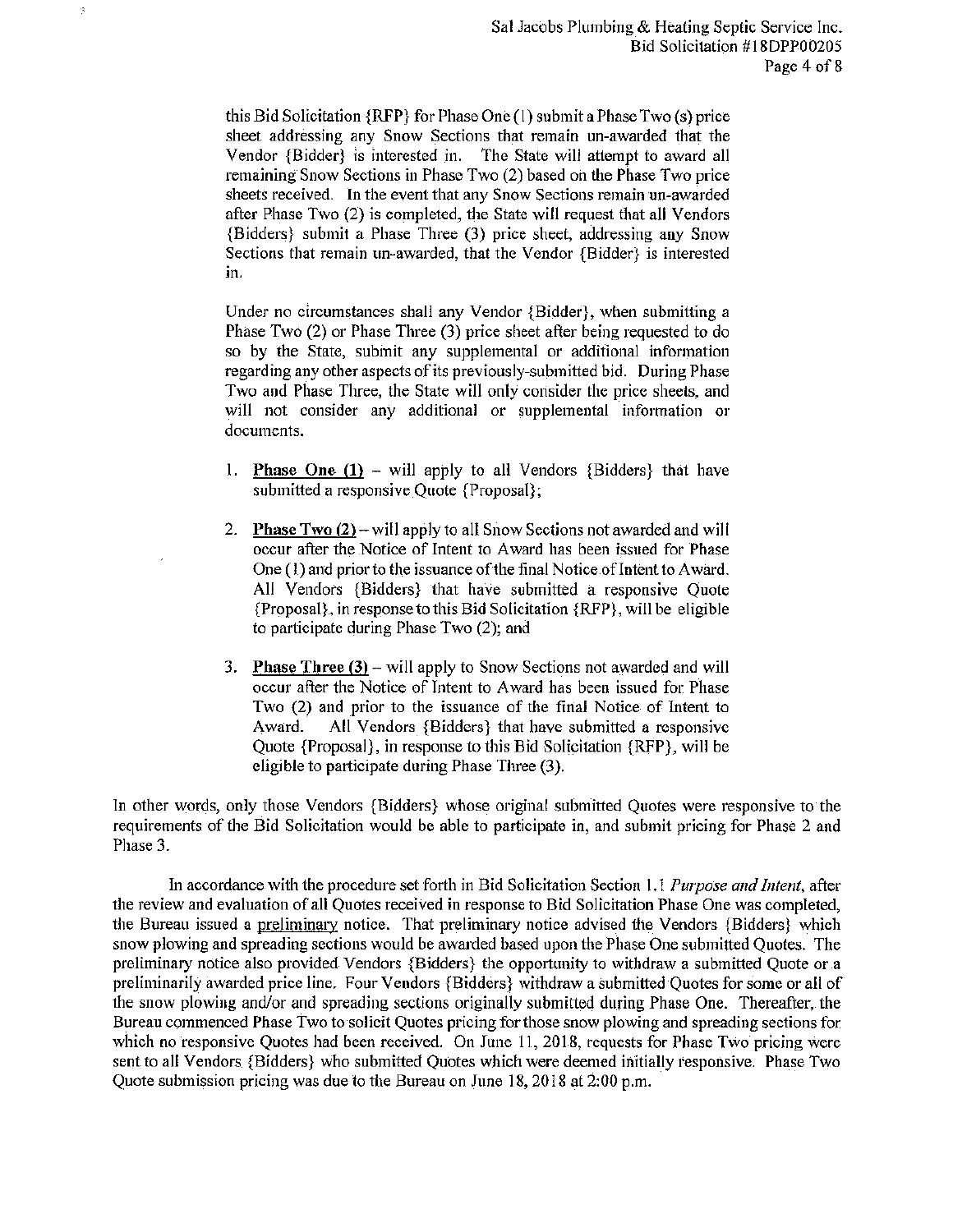this Bid Solicitation {RFP} for Phase One (1) submit a Phase Two (s) price sheet addressing any Snow Sections that remain un-awarded that the Vendor {Bidder} is interested in. The State will attempt to award all remaining Snow Sections in Phase Two (2) based on the Phase Two price sheets received. In the event that any Snow Sections remain un-awarded after Phase Two (2) is completed, the State will request that all Vendors {Bidders} submit a Phase Three (3) price sheet, addressing any Snow Sections that remain un-awarded, that the Vendor {Bidder} is interested in.

Under no circumstances shall any Vendor {Bidder}, when submitting a Phase Two (2) or Phase Three (3) price sheet after being requested to do so by the State, submit any supplemental or additional information regarding any other aspects of its previously-submitted bid. During Phase Two and Phase Three, the State will only consider the price sheets, and will not consider any additional or supplemental information or documents.

1. **Phase One (1)** – will apply to all Vendors {Bidders} that have submitted a responsive Quote {Proposal};

2. **Phase Two (2)** – will apply to all Snow Sections not awarded and will occur after the Notice of Intent to Award has been issued for Phase One (1) and prior to the issuance of the final Notice of Intent to Award. All Vendors {Bidders} that have submitted a responsive Quote {Proposal}, in response to this Bid Solicitation {RFP}, will be eligible to participate during Phase Two (2); and

3. **Phase Three (3)** – will apply to Snow Sections not awarded and will occur after the Notice of Intent to Award has been issued for Phase Two (2) and prior to the issuance of the final Notice of Intent to Award. All Vendors {Bidders} that have submitted a responsive Quote {Proposal}, in response to this Bid Solicitation {RFP}, will be eligible to participate during Phase Three (3).

In other words, only those Vendors {Bidders} whose original submitted Quotes were responsive to the requirements of the Bid Solicitation would be able to participate in, and submit pricing for Phase 2 and Phase 3.

In accordance with the procedure set forth in Bid Solicitation Section 1.1 *Purpose and Intent*, after the review and evaluation of all Quotes received in response to Bid Solicitation Phase One was completed, the Bureau issued a preliminary notice. That preliminary notice advised the Vendors {Bidders} which snow plowing and spreading sections would be awarded based upon the Phase One submitted Quotes. The preliminary notice also provided Vendors {Bidders} the opportunity to withdraw a submitted Quote or a preliminarily awarded price line. Four Vendors {Bidders} withdraw a submitted Quotes for some or all of the snow plowing and/or and spreading sections originally submitted during Phase One. Thereafter, the Bureau commenced Phase Two to solicit Quotes pricing for those snow plowing and spreading sections for which no responsive Quotes had been received. On June 11, 2018, requests for Phase Two pricing were sent to all Vendors {Bidders} who submitted Quotes which were deemed initially responsive. Phase Two Quote submission pricing was due to the Bureau on June 18, 2018 at 2:00 p.m.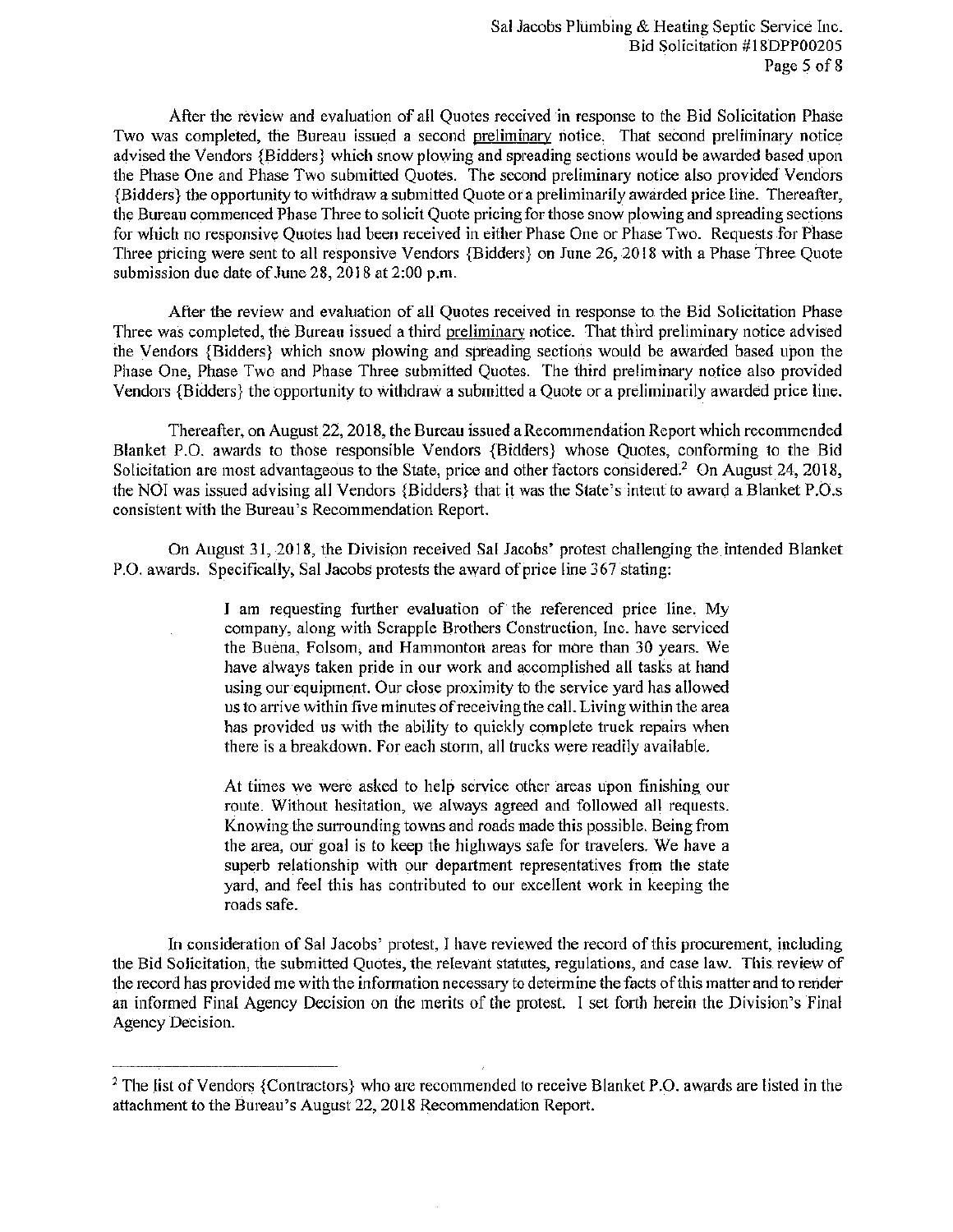After the review and evaluation of all Quotes received in response to the Bid Solicitation Phase Two was completed, the Bureau issued a second <u>preliminary</u> notice. That second preliminary notice advised the Vendors {Bidders} which snow plowing and spreading sections would be awarded based upon the Phase One and Phase Two submitted Quotes. The second preliminary notice also provided Vendors {Bidders} the opportunity to withdraw a submitted Quote or a preliminarily awarded price line. Thereafter, the Bureau commenced Phase Three to solicit Quote pricing for those snow plowing and spreading sections for which no responsive Quotes had been received in either Phase One or Phase Two. Requests for Phase Three pricing were sent to all responsive Vendors {Bidders} on June 26, 2018 with a Phase Three Quote submission due date of June 28, 2018 at 2:00 p.m.

After the review and evaluation of all Quotes received in response to the Bid Solicitation Phase Three was completed, the Bureau issued a third <u>preliminary</u> notice. That third preliminary notice advised the Vendors {Bidders} which snow plowing and spreading sections would be awarded based upon the Phase One, Phase Two and Phase Three submitted Quotes. The third preliminary notice also provided Vendors {Bidders} the opportunity to withdraw a submitted a Quote or a preliminarily awarded price line.

Thereafter, on August 22, 2018, the Bureau issued a Recommendation Report which recommended Blanket P.O. awards to those responsible Vendors {Bidders} whose Quotes, conforming to the Bid Solicitation are most advantageous to the State, price and other factors considered.[2] On August 24, 2018, the NOI was issued advising all Vendors {Bidders} that it was the State's intent to award a Blanket P.O.s consistent with the Bureau's Recommendation Report.

On August 31, 2018, the Division received Sal Jacobs' protest challenging the intended Blanket P.O. awards. Specifically, Sal Jacobs protests the award of price line 367 stating:

> I am requesting further evaluation of the referenced price line. My company, along with Scrapple Brothers Construction, Inc. have serviced the Buena, Folsom, and Hammonton areas for more than 30 years. We have always taken pride in our work and accomplished all tasks at hand using our equipment. Our close proximity to the service yard has allowed us to arrive within five minutes of receiving the call. Living within the area has provided us with the ability to quickly complete truck repairs when there is a breakdown. For each storm, all trucks were readily available.
>
> At times we were asked to help service other areas upon finishing our route. Without hesitation, we always agreed and followed all requests. Knowing the surrounding towns and roads made this possible. Being from the area, our goal is to keep the highways safe for travelers. We have a superb relationship with our department representatives from the state yard, and feel this has contributed to our excellent work in keeping the roads safe.

In consideration of Sal Jacobs' protest, I have reviewed the record of this procurement, including the Bid Solicitation, the submitted Quotes, the relevant statutes, regulations, and case law. This review of the record has provided me with the information necessary to determine the facts of this matter and to render an informed Final Agency Decision on the merits of the protest. I set forth herein the Division's Final Agency Decision.

---

[2] The list of Vendors {Contractors} who are recommended to receive Blanket P.O. awards are listed in the attachment to the Bureau's August 22, 2018 Recommendation Report.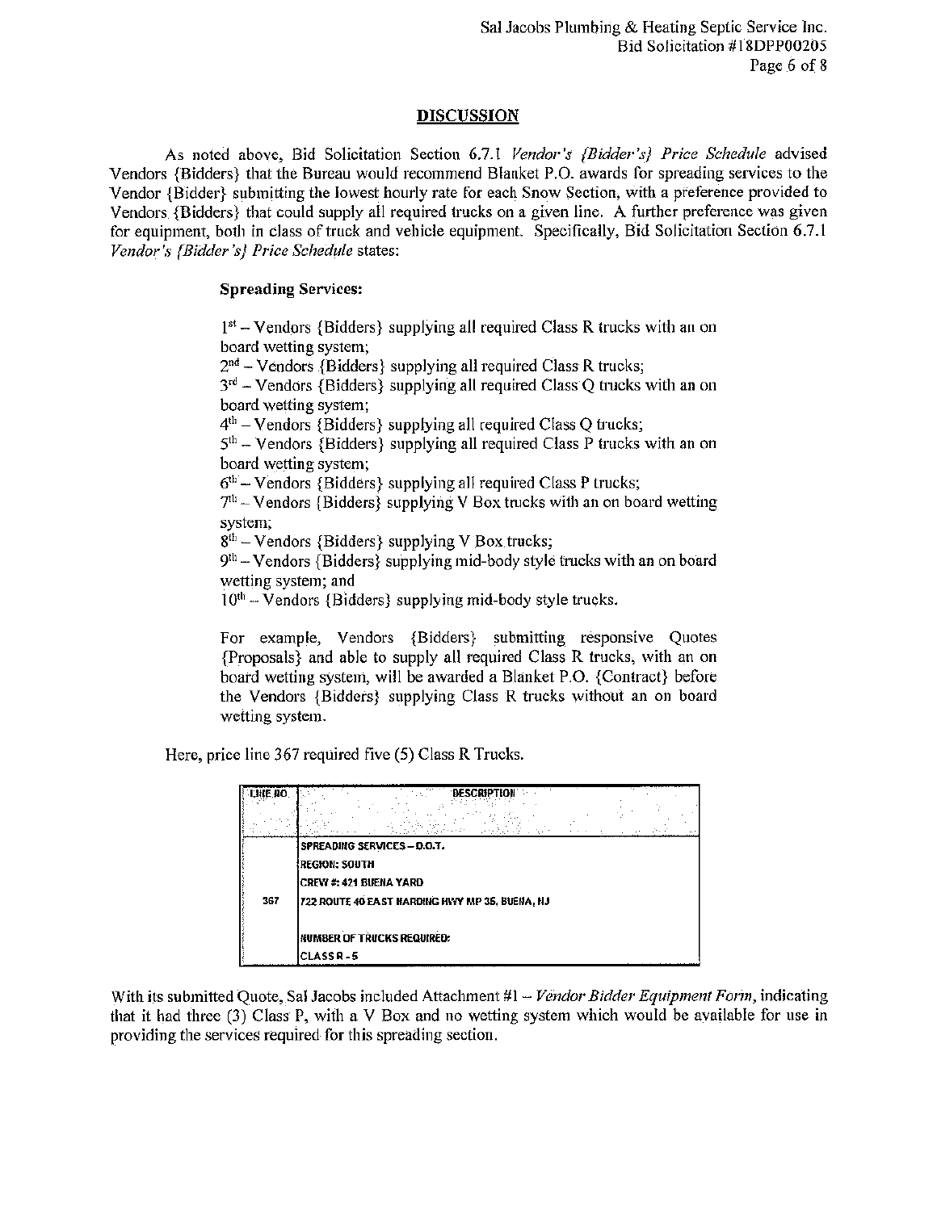## DISCUSSION

As noted above, Bid Solicitation Section 6.7.1 *Vendor's {Bidder's} Price Schedule* advised Vendors {Bidders} that the Bureau would recommend Blanket P.O. awards for spreading services to the Vendor {Bidder} submitting the lowest hourly rate for each Snow Section, with a preference provided to Vendors {Bidders} that could supply all required trucks on a given line. A further preference was given for equipment, both in class of truck and vehicle equipment. Specifically, Bid Solicitation Section 6.7.1 *Vendor's {Bidder's} Price Schedule* states:

> **Spreading Services:**
>
> 1st – Vendors {Bidders} supplying all required Class R trucks with an on board wetting system;
> 2nd – Vendors {Bidders} supplying all required Class R trucks;
> 3rd – Vendors {Bidders} supplying all required Class Q trucks with an on board wetting system;
> 4th – Vendors {Bidders} supplying all required Class Q trucks;
> 5th – Vendors {Bidders} supplying all required Class P trucks with an on board wetting system;
> 6th – Vendors {Bidders} supplying all required Class P trucks;
> 7th – Vendors {Bidders} supplying V Box trucks with an on board wetting system;
> 8th – Vendors {Bidders} supplying V Box trucks;
> 9th – Vendors {Bidders} supplying mid-body style trucks with an on board wetting system; and
> 10th – Vendors {Bidders} supplying mid-body style trucks.
>
> For example, Vendors {Bidders} submitting responsive Quotes {Proposals} and able to supply all required Class R trucks, with an on board wetting system, will be awarded a Blanket P.O. {Contract} before the Vendors {Bidders} supplying Class R trucks without an on board wetting system.

Here, price line 367 required five (5) Class R Trucks.

| LINE NO. | DESCRIPTION |
|---|---|
| 367 | SPREADING SERVICES – D.O.T.<br>REGION: SOUTH<br>CREW #: 421 BUENA YARD<br>722 ROUTE 40 EAST HARDING HWY MP 35, BUENA, NJ<br><br>NUMBER OF TRUCKS REQUIRED:<br>CLASS R - 5 |

With its submitted Quote, Sal Jacobs included Attachment #1 – *Vendor Bidder Equipment Form*, indicating that it had three (3) Class P, with a V Box and no wetting system which would be available for use in providing the services required for this spreading section.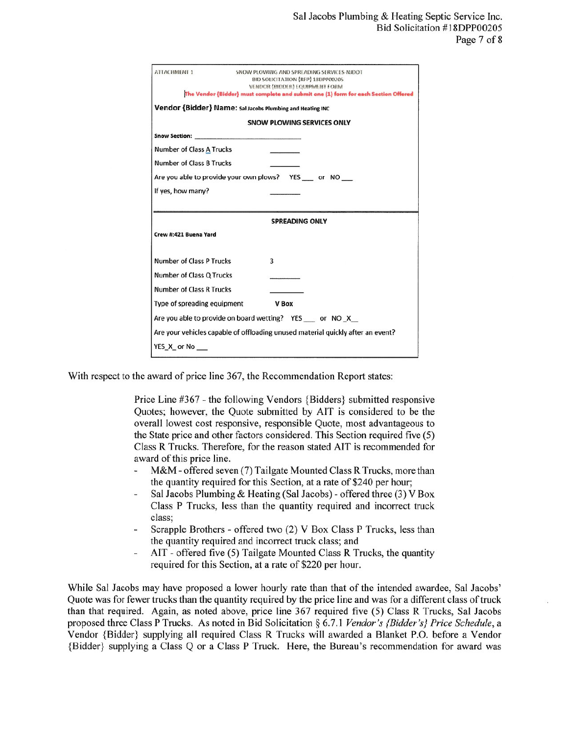ATTACHMENT 1

SNOW PLOWING AND SPREADING SERVICES-NJDOT
BID SOLICITATION (RFP) 18DPP00205
VENDOR (BIDDER) EQUIPMENT FORM

The Vendor {Bidder} must complete and submit one (1) form for each Section Offered

**Vendor {Bidder} Name:** Sal Jacobs Plumbing and Heating INC

**SNOW PLOWING SERVICES ONLY**

**Snow Section:** ______________________

Number of Class A Trucks ________

Number of Class B Trucks ________

Are you able to provide your own plows? YES ___ or NO ___

If yes, how many? ________

**SPREADING ONLY**

**Crew #:421 Buena Yard**

Number of Class P Trucks 3

Number of Class Q Trucks ________

Number of Class R Trucks ________

Type of spreading equipment **V Box**

Are you able to provide on board wetting? YES ___ or NO _X_

Are your vehicles capable of offloading unused material quickly after an event?

YES_X_ or No ___

With respect to the award of price line 367, the Recommendation Report states:

> Price Line #367 - the following Vendors {Bidders} submitted responsive Quotes; however, the Quote submitted by AIT is considered to be the overall lowest cost responsive, responsible Quote, most advantageous to the State price and other factors considered. This Section required five (5) Class R Trucks. Therefore, for the reason stated AIT is recommended for award of this price line.
>
> - M&M - offered seven (7) Tailgate Mounted Class R Trucks, more than the quantity required for this Section, at a rate of $240 per hour;
> - Sal Jacobs Plumbing & Heating (Sal Jacobs) - offered three (3) V Box Class P Trucks, less than the quantity required and incorrect truck class;
> - Scrapple Brothers - offered two (2) V Box Class P Trucks, less than the quantity required and incorrect truck class; and
> - AIT - offered five (5) Tailgate Mounted Class R Trucks, the quantity required for this Section, at a rate of $220 per hour.

While Sal Jacobs may have proposed a lower hourly rate than that of the intended awardee, Sal Jacobs' Quote was for fewer trucks than the quantity required by the price line and was for a different class of truck than that required. Again, as noted above, price line 367 required five (5) Class R Trucks, Sal Jacobs proposed three Class P Trucks. As noted in Bid Solicitation § 6.7.1 *Vendor's {Bidder's} Price Schedule*, a Vendor {Bidder} supplying all required Class R Trucks will awarded a Blanket P.O. before a Vendor {Bidder} supplying a Class Q or a Class P Truck. Here, the Bureau's recommendation for award was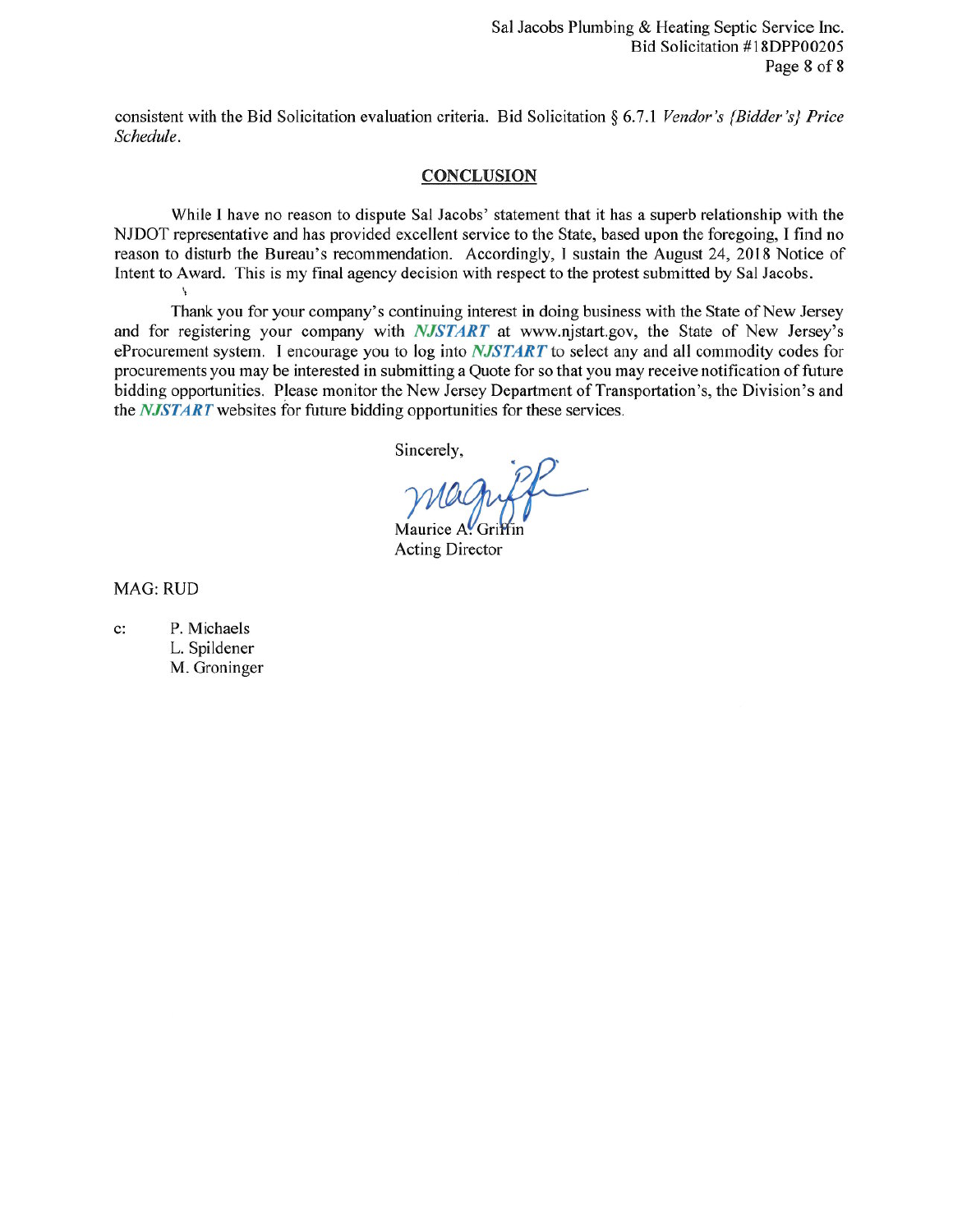consistent with the Bid Solicitation evaluation criteria. Bid Solicitation § 6.7.1 *Vendor's {Bidder's} Price Schedule*.

## CONCLUSION

While I have no reason to dispute Sal Jacobs' statement that it has a superb relationship with the NJDOT representative and has provided excellent service to the State, based upon the foregoing, I find no reason to disturb the Bureau's recommendation. Accordingly, I sustain the August 24, 2018 Notice of Intent to Award. This is my final agency decision with respect to the protest submitted by Sal Jacobs.

Thank you for your company's continuing interest in doing business with the State of New Jersey and for registering your company with ***NJSTART*** at www.njstart.gov, the State of New Jersey's eProcurement system. I encourage you to log into ***NJSTART*** to select any and all commodity codes for procurements you may be interested in submitting a Quote for so that you may receive notification of future bidding opportunities. Please monitor the New Jersey Department of Transportation's, the Division's and the ***NJSTART*** websites for future bidding opportunities for these services.

Sincerely,

Maurice A. Griffin
Acting Director

MAG: RUD

c: P. Michaels
L. Spildener
M. Groninger